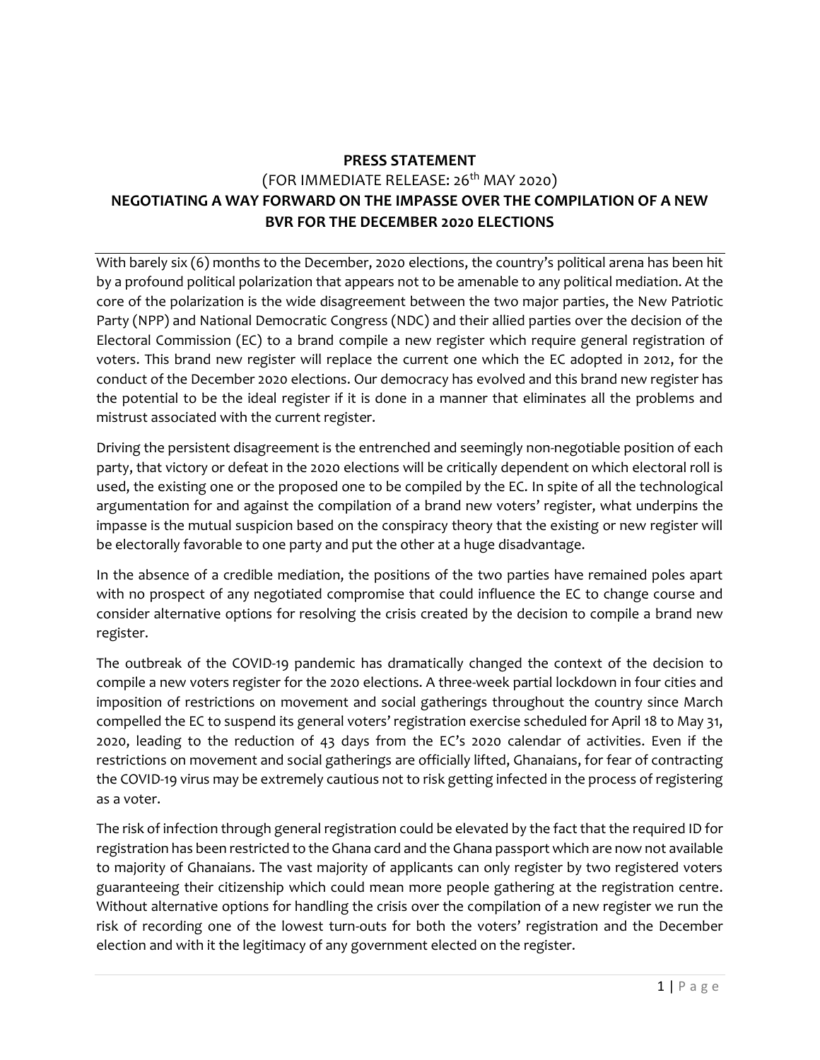**PRESS STATEMENT**

(FOR IMMEDIATE RELEASE: 26th MAY 2020)

**NEGOTIATING A WAY FORWARD ON THE IMPASSE OVER THE COMPILATION OF A NEW BVR FOR THE DECEMBER 2020 ELECTIONS**

With barely six (6) months to the December, 2020 elections, the country's political arena has been hit by a profound political polarization that appears not to be amenable to any political mediation. At the core of the polarization is the wide disagreement between the two major parties, the New Patriotic Party (NPP) and National Democratic Congress (NDC) and their allied parties over the decision of the Electoral Commission (EC) to a brand compile a new register which require general registration of voters. This brand new register will replace the current one which the EC adopted in 2012, for the conduct of the December 2020 elections. Our democracy has evolved and this brand new register has the potential to be the ideal register if it is done in a manner that eliminates all the problems and mistrust associated with the current register.

Driving the persistent disagreement is the entrenched and seemingly non-negotiable position of each party, that victory or defeat in the 2020 elections will be critically dependent on which electoral roll is used, the existing one or the proposed one to be compiled by the EC. In spite of all the technological argumentation for and against the compilation of a brand new voters' register, what underpins the impasse is the mutual suspicion based on the conspiracy theory that the existing or new register will be electorally favorable to one party and put the other at a huge disadvantage.

In the absence of a credible mediation, the positions of the two parties have remained poles apart with no prospect of any negotiated compromise that could influence the EC to change course and consider alternative options for resolving the crisis created by the decision to compile a brand new register.

The outbreak of the COVID-19 pandemic has dramatically changed the context of the decision to compile a new voters register for the 2020 elections. A three-week partial lockdown in four cities and imposition of restrictions on movement and social gatherings throughout the country since March compelled the EC to suspend its general voters' registration exercise scheduled for April 18 to May 31, 2020, leading to the reduction of 43 days from the EC's 2020 calendar of activities. Even if the restrictions on movement and social gatherings are officially lifted, Ghanaians, for fear of contracting the COVID-19 virus may be extremely cautious not to risk getting infected in the process of registering as a voter.

The risk of infection through general registration could be elevated by the fact that the required ID for registration has been restricted to the Ghana card and the Ghana passport which are now not available to majority of Ghanaians. The vast majority of applicants can only register by two registered voters guaranteeing their citizenship which could mean more people gathering at the registration centre. Without alternative options for handling the crisis over the compilation of a new register we run the risk of recording one of the lowest turn-outs for both the voters' registration and the December election and with it the legitimacy of any government elected on the register.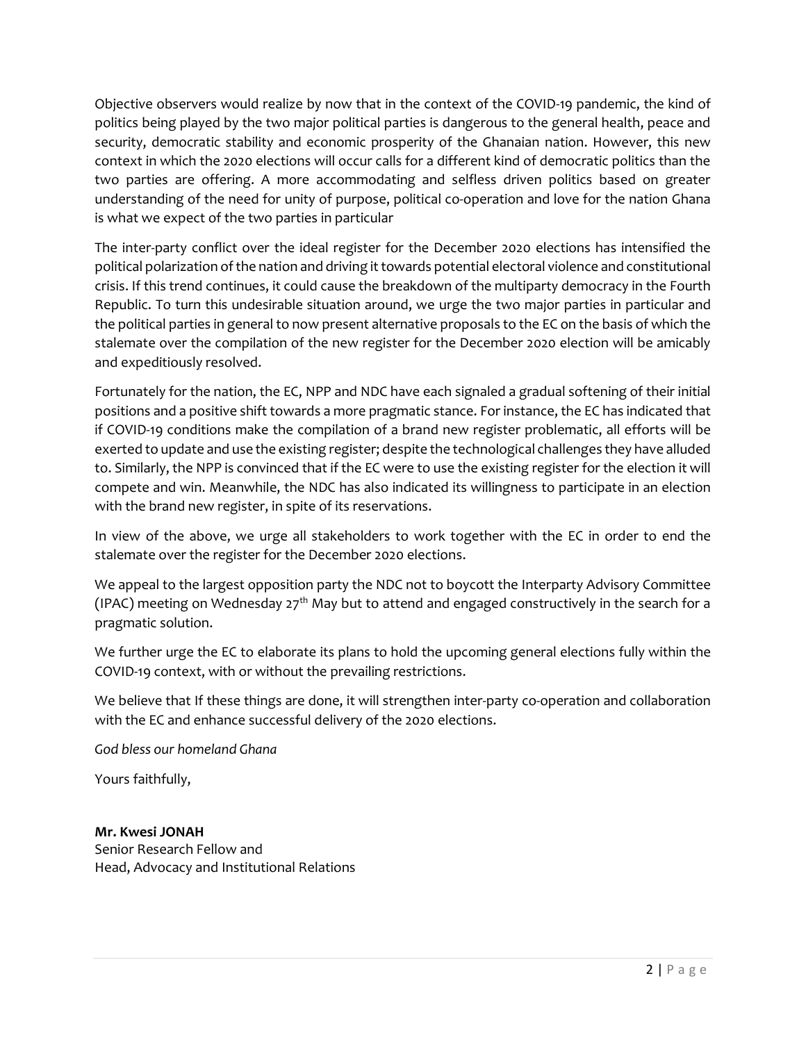Objective observers would realize by now that in the context of the COVID-19 pandemic, the kind of politics being played by the two major political parties is dangerous to the general health, peace and security, democratic stability and economic prosperity of the Ghanaian nation. However, this new context in which the 2020 elections will occur calls for a different kind of democratic politics than the two parties are offering. A more accommodating and selfless driven politics based on greater understanding of the need for unity of purpose, political co-operation and love for the nation Ghana is what we expect of the two parties in particular

The inter-party conflict over the ideal register for the December 2020 elections has intensified the political polarization of the nation and driving it towards potential electoral violence and constitutional crisis. If this trend continues, it could cause the breakdown of the multiparty democracy in the Fourth Republic. To turn this undesirable situation around, we urge the two major parties in particular and the political parties in general to now present alternative proposals to the EC on the basis of which the stalemate over the compilation of the new register for the December 2020 election will be amicably and expeditiously resolved.

Fortunately for the nation, the EC, NPP and NDC have each signaled a gradual softening of their initial positions and a positive shift towards a more pragmatic stance. For instance, the EC has indicated that if COVID-19 conditions make the compilation of a brand new register problematic, all efforts will be exerted to update and use the existing register; despite the technological challenges they have alluded to. Similarly, the NPP is convinced that if the EC were to use the existing register for the election it will compete and win. Meanwhile, the NDC has also indicated its willingness to participate in an election with the brand new register, in spite of its reservations.

In view of the above, we urge all stakeholders to work together with the EC in order to end the stalemate over the register for the December 2020 elections.

We appeal to the largest opposition party the NDC not to boycott the Interparty Advisory Committee (IPAC) meeting on Wednesday 27th May but to attend and engaged constructively in the search for a pragmatic solution.

We further urge the EC to elaborate its plans to hold the upcoming general elections fully within the COVID-19 context, with or without the prevailing restrictions.

We believe that If these things are done, it will strengthen inter-party co-operation and collaboration with the EC and enhance successful delivery of the 2020 elections.

*God bless our homeland Ghana*

Yours faithfully,

**Mr. Kwesi JONAH**
Senior Research Fellow and
Head, Advocacy and Institutional Relations